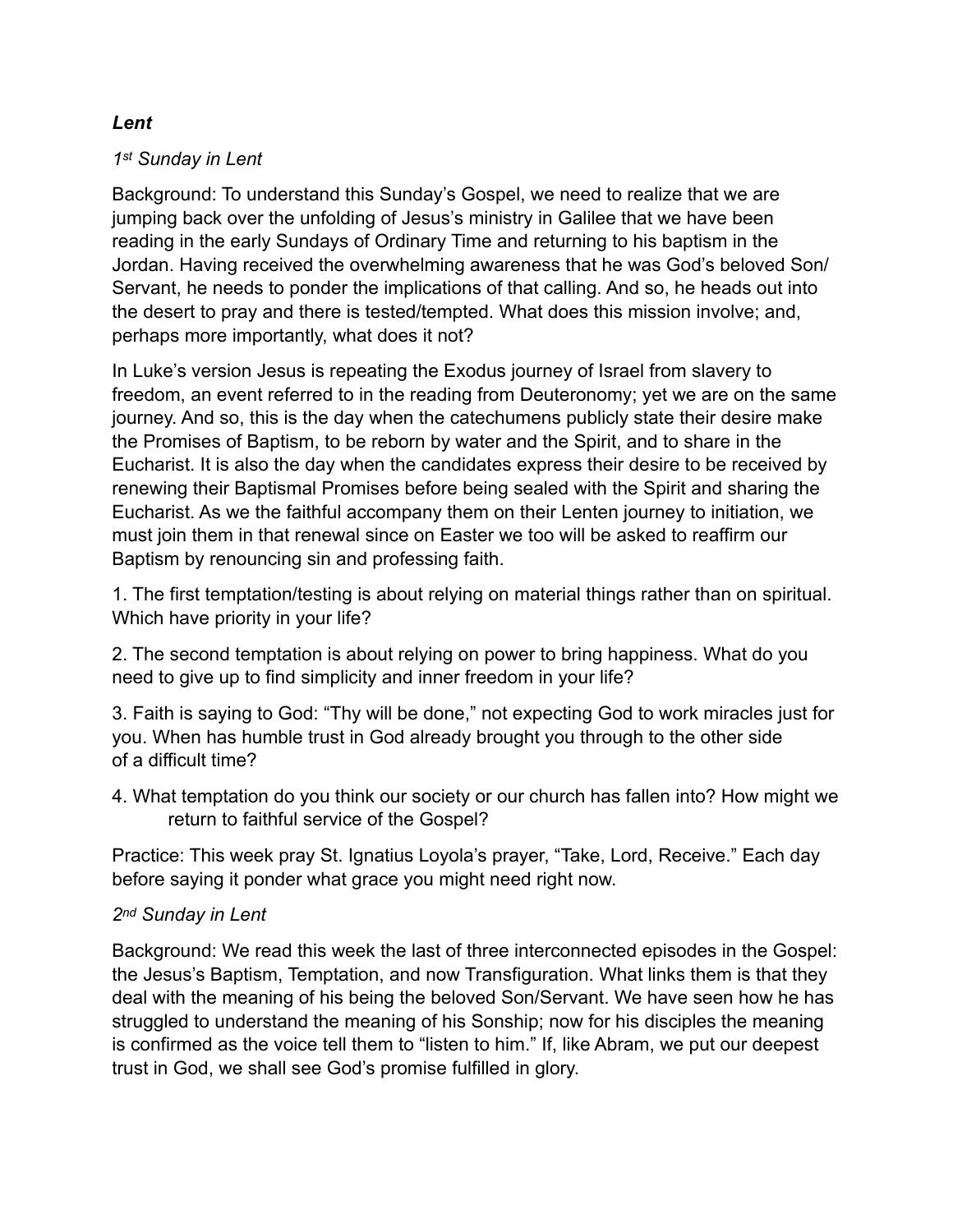***Lent***

*1st Sunday in Lent*

Background: To understand this Sunday's Gospel, we need to realize that we are jumping back over the unfolding of Jesus's ministry in Galilee that we have been reading in the early Sundays of Ordinary Time and returning to his baptism in the Jordan. Having received the overwhelming awareness that he was God's beloved Son/ Servant, he needs to ponder the implications of that calling. And so, he heads out into the desert to pray and there is tested/tempted. What does this mission involve; and, perhaps more importantly, what does it not?

In Luke's version Jesus is repeating the Exodus journey of Israel from slavery to freedom, an event referred to in the reading from Deuteronomy; yet we are on the same journey. And so, this is the day when the catechumens publicly state their desire make the Promises of Baptism, to be reborn by water and the Spirit, and to share in the Eucharist. It is also the day when the candidates express their desire to be received by renewing their Baptismal Promises before being sealed with the Spirit and sharing the Eucharist. As we the faithful accompany them on their Lenten journey to initiation, we must join them in that renewal since on Easter we too will be asked to reaffirm our Baptism by renouncing sin and professing faith.

1. The first temptation/testing is about relying on material things rather than on spiritual. Which have priority in your life?

2. The second temptation is about relying on power to bring happiness. What do you need to give up to find simplicity and inner freedom in your life?

3. Faith is saying to God: "Thy will be done," not expecting God to work miracles just for you. When has humble trust in God already brought you through to the other side of a difficult time?

4. What temptation do you think our society or our church has fallen into? How might we return to faithful service of the Gospel?

Practice: This week pray St. Ignatius Loyola's prayer, "Take, Lord, Receive." Each day before saying it ponder what grace you might need right now.

*2nd Sunday in Lent*

Background: We read this week the last of three interconnected episodes in the Gospel: the Jesus's Baptism, Temptation, and now Transfiguration. What links them is that they deal with the meaning of his being the beloved Son/Servant. We have seen how he has struggled to understand the meaning of his Sonship; now for his disciples the meaning is confirmed as the voice tell them to "listen to him." If, like Abram, we put our deepest trust in God, we shall see God's promise fulfilled in glory.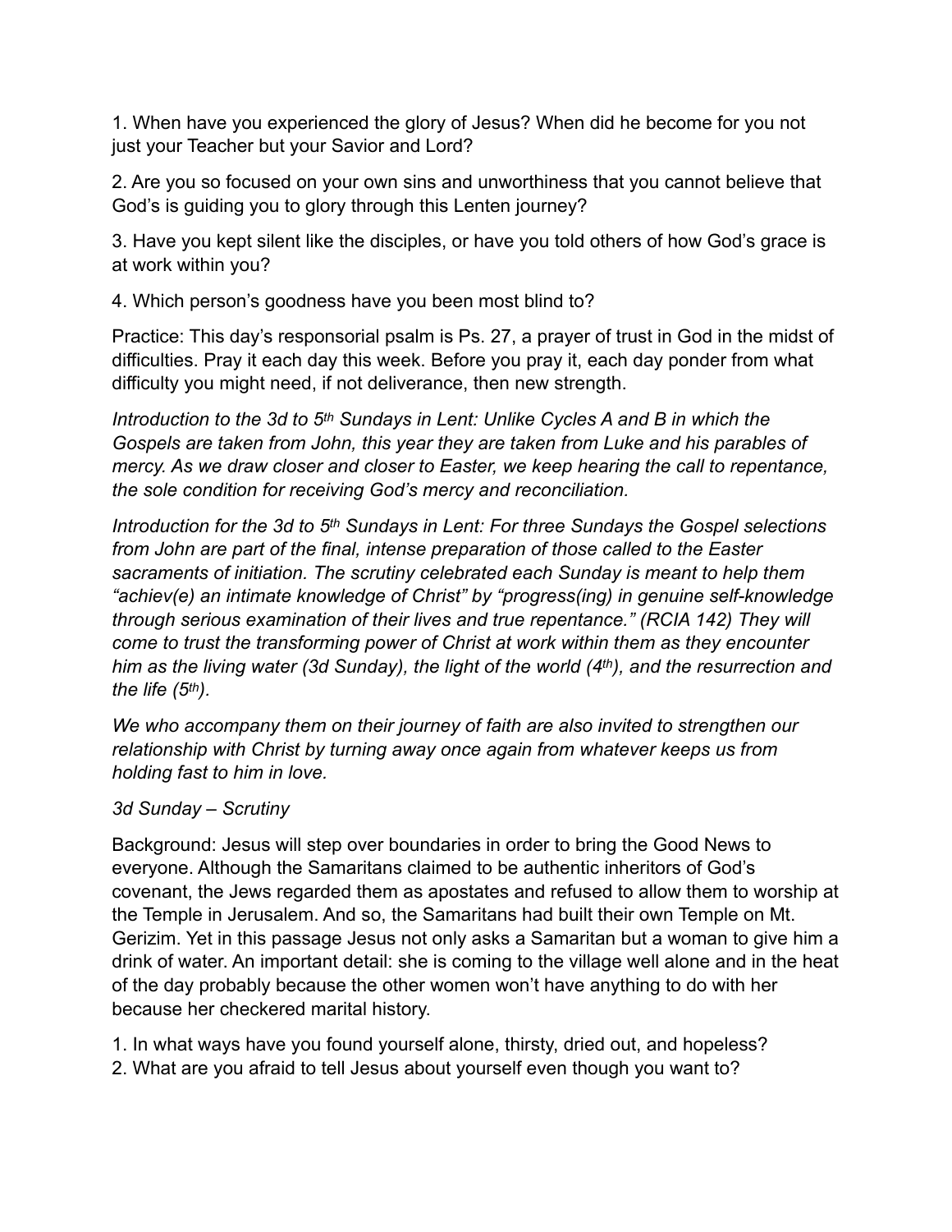1. When have you experienced the glory of Jesus? When did he become for you not just your Teacher but your Savior and Lord?

2. Are you so focused on your own sins and unworthiness that you cannot believe that God's is guiding you to glory through this Lenten journey?

3. Have you kept silent like the disciples, or have you told others of how God's grace is at work within you?

4. Which person's goodness have you been most blind to?

Practice: This day's responsorial psalm is Ps. 27, a prayer of trust in God in the midst of difficulties. Pray it each day this week. Before you pray it, each day ponder from what difficulty you might need, if not deliverance, then new strength.

*Introduction to the 3d to 5th Sundays in Lent: Unlike Cycles A and B in which the Gospels are taken from John, this year they are taken from Luke and his parables of mercy. As we draw closer and closer to Easter, we keep hearing the call to repentance, the sole condition for receiving God's mercy and reconciliation.*

*Introduction for the 3d to 5th Sundays in Lent: For three Sundays the Gospel selections from John are part of the final, intense preparation of those called to the Easter sacraments of initiation. The scrutiny celebrated each Sunday is meant to help them "achiev(e) an intimate knowledge of Christ" by "progress(ing) in genuine self-knowledge through serious examination of their lives and true repentance." (RCIA 142) They will come to trust the transforming power of Christ at work within them as they encounter him as the living water (3d Sunday), the light of the world (4th), and the resurrection and the life (5th).*

*We who accompany them on their journey of faith are also invited to strengthen our relationship with Christ by turning away once again from whatever keeps us from holding fast to him in love.*

*3d Sunday – Scrutiny*

Background: Jesus will step over boundaries in order to bring the Good News to everyone. Although the Samaritans claimed to be authentic inheritors of God's covenant, the Jews regarded them as apostates and refused to allow them to worship at the Temple in Jerusalem. And so, the Samaritans had built their own Temple on Mt. Gerizim. Yet in this passage Jesus not only asks a Samaritan but a woman to give him a drink of water. An important detail: she is coming to the village well alone and in the heat of the day probably because the other women won't have anything to do with her because her checkered marital history.

1. In what ways have you found yourself alone, thirsty, dried out, and hopeless?
2. What are you afraid to tell Jesus about yourself even though you want to?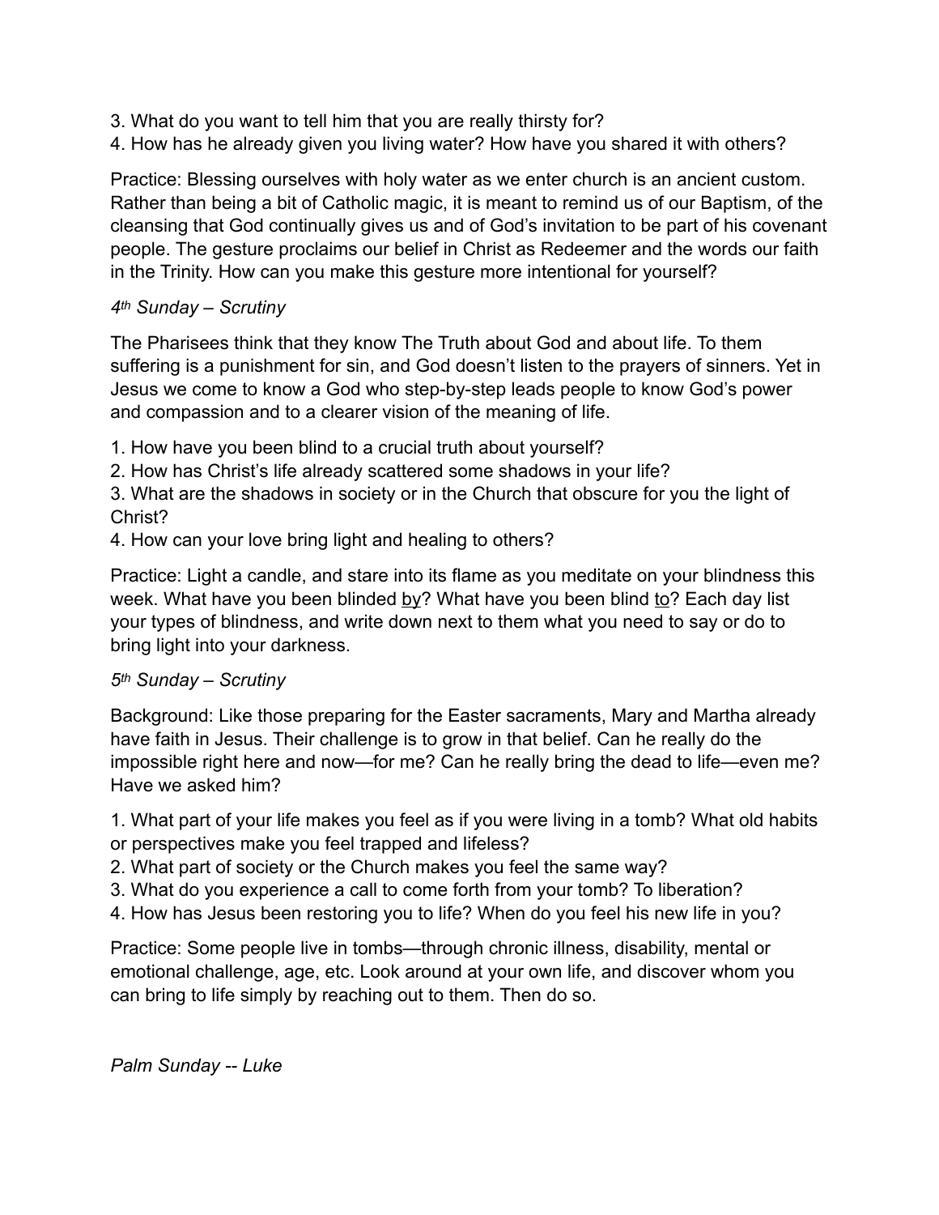3. What do you want to tell him that you are really thirsty for?
4. How has he already given you living water? How have you shared it with others?

Practice: Blessing ourselves with holy water as we enter church is an ancient custom. Rather than being a bit of Catholic magic, it is meant to remind us of our Baptism, of the cleansing that God continually gives us and of God's invitation to be part of his covenant people. The gesture proclaims our belief in Christ as Redeemer and the words our faith in the Trinity. How can you make this gesture more intentional for yourself?

*4th Sunday – Scrutiny*

The Pharisees think that they know The Truth about God and about life. To them suffering is a punishment for sin, and God doesn't listen to the prayers of sinners. Yet in Jesus we come to know a God who step-by-step leads people to know God's power and compassion and to a clearer vision of the meaning of life.

1. How have you been blind to a crucial truth about yourself?
2. How has Christ's life already scattered some shadows in your life?
3. What are the shadows in society or in the Church that obscure for you the light of Christ?
4. How can your love bring light and healing to others?

Practice: Light a candle, and stare into its flame as you meditate on your blindness this week. What have you been blinded <u>by</u>? What have you been blind <u>to</u>? Each day list your types of blindness, and write down next to them what you need to say or do to bring light into your darkness.

*5th Sunday – Scrutiny*

Background: Like those preparing for the Easter sacraments, Mary and Martha already have faith in Jesus. Their challenge is to grow in that belief. Can he really do the impossible right here and now—for me? Can he really bring the dead to life—even me? Have we asked him?

1. What part of your life makes you feel as if you were living in a tomb? What old habits or perspectives make you feel trapped and lifeless?
2. What part of society or the Church makes you feel the same way?
3. What do you experience a call to come forth from your tomb? To liberation?
4. How has Jesus been restoring you to life? When do you feel his new life in you?

Practice: Some people live in tombs—through chronic illness, disability, mental or emotional challenge, age, etc. Look around at your own life, and discover whom you can bring to life simply by reaching out to them. Then do so.

*Palm Sunday -- Luke*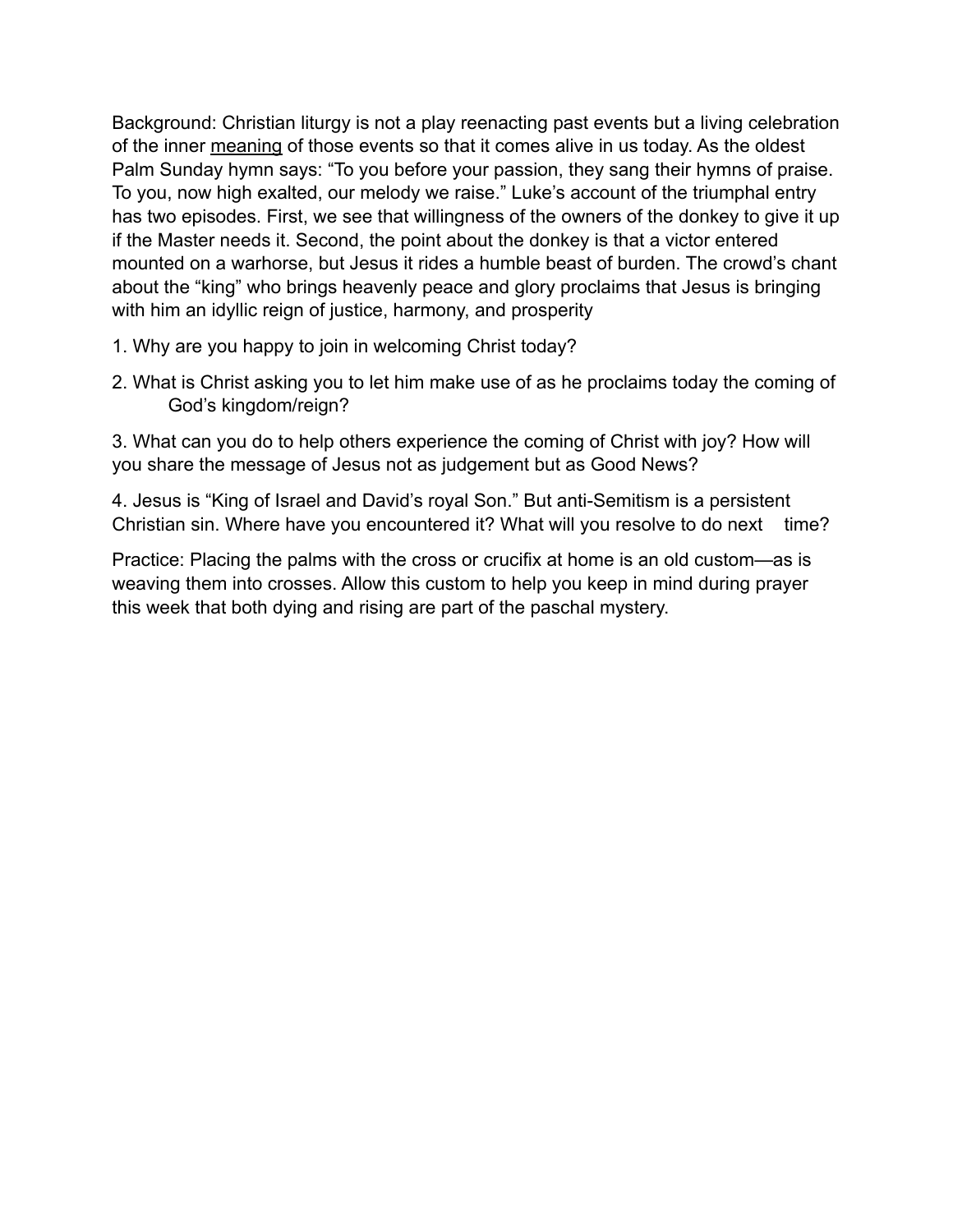Background: Christian liturgy is not a play reenacting past events but a living celebration of the inner <u>meaning</u> of those events so that it comes alive in us today. As the oldest Palm Sunday hymn says: “To you before your passion, they sang their hymns of praise. To you, now high exalted, our melody we raise.” Luke’s account of the triumphal entry has two episodes. First, we see that willingness of the owners of the donkey to give it up if the Master needs it. Second, the point about the donkey is that a victor entered mounted on a warhorse, but Jesus it rides a humble beast of burden. The crowd’s chant about the “king” who brings heavenly peace and glory proclaims that Jesus is bringing with him an idyllic reign of justice, harmony, and prosperity

1. Why are you happy to join in welcoming Christ today?

2. What is Christ asking you to let him make use of as he proclaims today the coming of God’s kingdom/reign?

3. What can you do to help others experience the coming of Christ with joy? How will you share the message of Jesus not as judgement but as Good News?

4. Jesus is “King of Israel and David’s royal Son.” But anti-Semitism is a persistent Christian sin. Where have you encountered it? What will you resolve to do next time?

Practice: Placing the palms with the cross or crucifix at home is an old custom—as is weaving them into crosses. Allow this custom to help you keep in mind during prayer this week that both dying and rising are part of the paschal mystery.